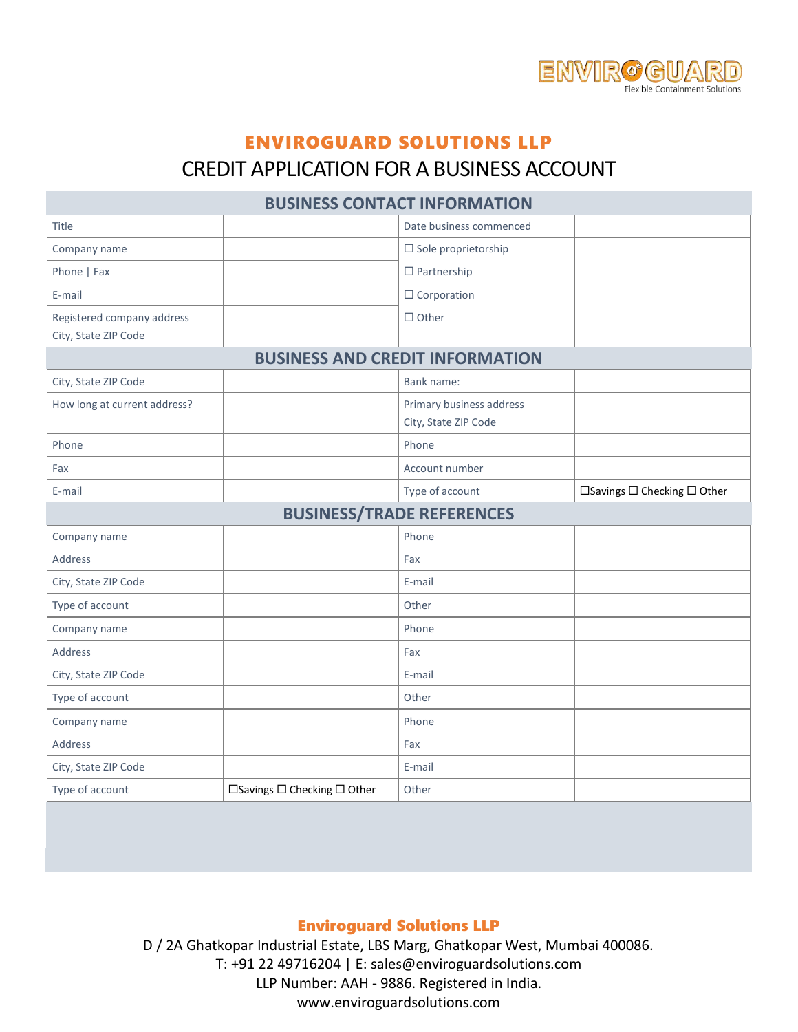ENVIROGUARD
Flexible Containment Solutions

# ENVIROGUARD SOLUTIONS LLP

## CREDIT APPLICATION FOR A BUSINESS ACCOUNT

| BUSINESS CONTACT INFORMATION | | | |
|---|---|---|---|
| Title | | Date business commenced | |
| Company name | | ☐ Sole proprietorship | |
| Phone \| Fax | | ☐ Partnership | |
| E-mail | | ☐ Corporation | |
| Registered company address<br>City, State ZIP Code | | ☐ Other | |
| **BUSINESS AND CREDIT INFORMATION** | | | |
| City, State ZIP Code | | Bank name: | |
| How long at current address? | | Primary business address<br>City, State ZIP Code | |
| Phone | | Phone | |
| Fax | | Account number | |
| E-mail | | Type of account | ☐Savings ☐ Checking ☐ Other |
| **BUSINESS/TRADE REFERENCES** | | | |
| Company name | | Phone | |
| Address | | Fax | |
| City, State ZIP Code | | E-mail | |
| Type of account | | Other | |
| Company name | | Phone | |
| Address | | Fax | |
| City, State ZIP Code | | E-mail | |
| Type of account | | Other | |
| Company name | | Phone | |
| Address | | Fax | |
| City, State ZIP Code | | E-mail | |
| Type of account | ☐Savings ☐ Checking ☐ Other | Other | |

**Enviroguard Solutions LLP**
D / 2A Ghatkopar Industrial Estate, LBS Marg, Ghatkopar West, Mumbai 400086.
T: +91 22 49716204 | E: sales@enviroguardsolutions.com
LLP Number: AAH - 9886. Registered in India.
www.enviroguardsolutions.com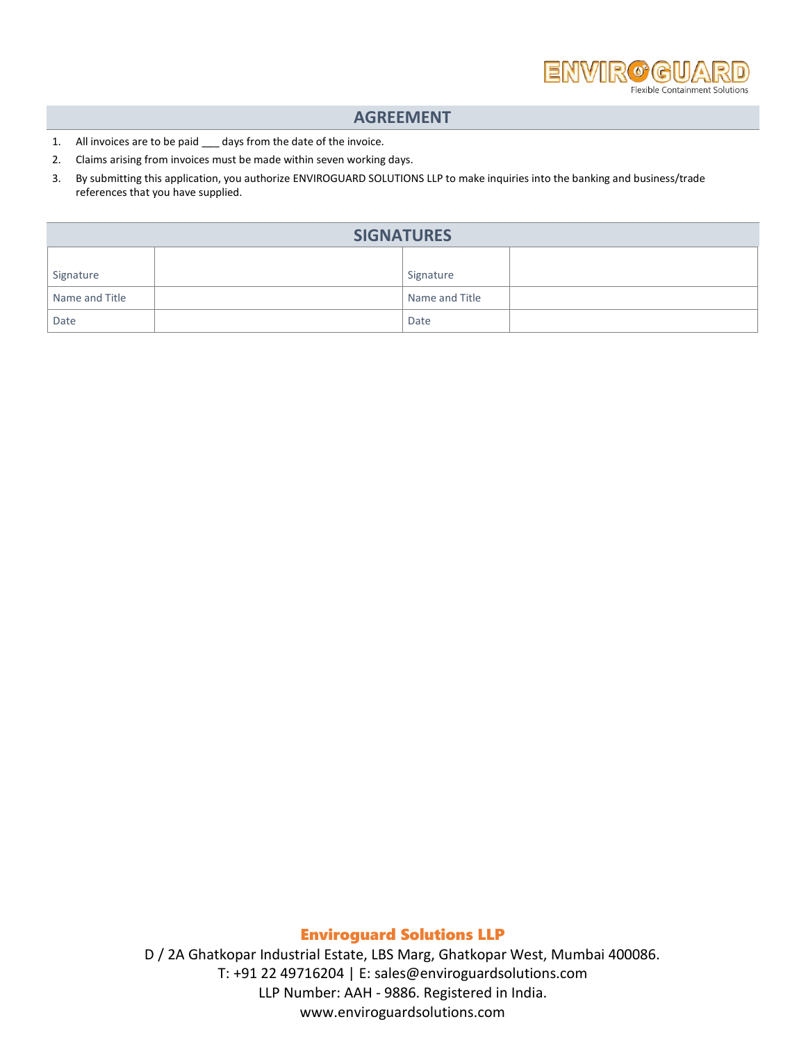## AGREEMENT

1. All invoices are to be paid ___ days from the date of the invoice.
2. Claims arising from invoices must be made within seven working days.
3. By submitting this application, you authorize ENVIROGUARD SOLUTIONS LLP to make inquiries into the banking and business/trade references that you have supplied.

## SIGNATURES

| | | | |
|---|---|---|---|
| Signature | | Signature | |
| Name and Title | | Name and Title | |
| Date | | Date | |

**Enviroguard Solutions LLP**
D / 2A Ghatkopar Industrial Estate, LBS Marg, Ghatkopar West, Mumbai 400086.
T: +91 22 49716204 | E: sales@enviroguardsolutions.com
LLP Number: AAH - 9886. Registered in India.
www.enviroguardsolutions.com